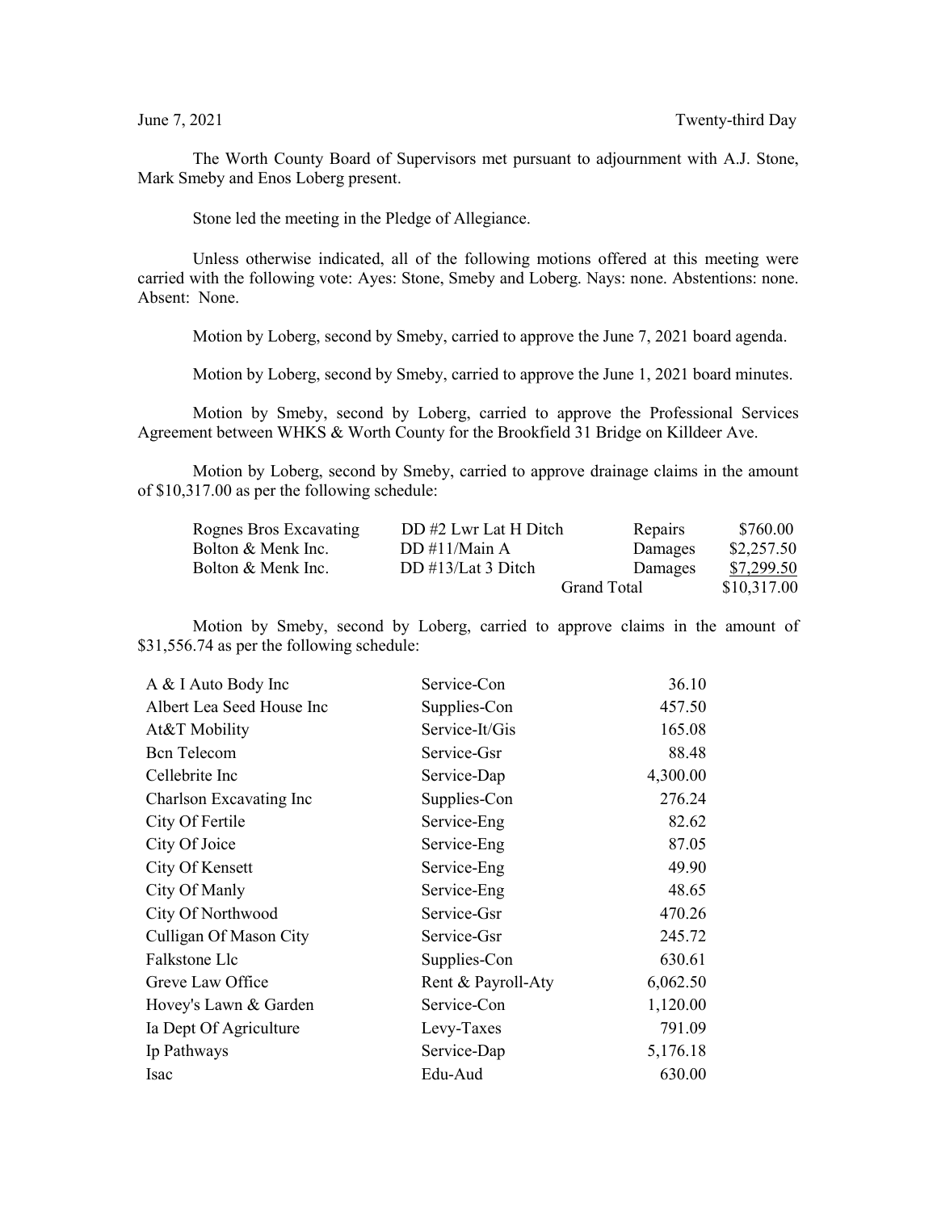June 7, 2021 Twenty-third Day

The Worth County Board of Supervisors met pursuant to adjournment with A.J. Stone, Mark Smeby and Enos Loberg present.

Stone led the meeting in the Pledge of Allegiance.

Unless otherwise indicated, all of the following motions offered at this meeting were carried with the following vote: Ayes: Stone, Smeby and Loberg. Nays: none. Abstentions: none. Absent: None.

Motion by Loberg, second by Smeby, carried to approve the June 7, 2021 board agenda.

Motion by Loberg, second by Smeby, carried to approve the June 1, 2021 board minutes.

Motion by Smeby, second by Loberg, carried to approve the Professional Services Agreement between WHKS & Worth County for the Brookfield 31 Bridge on Killdeer Ave.

Motion by Loberg, second by Smeby, carried to approve drainage claims in the amount of $10,317.00 as per the following schedule:

| | | | |
|---|---|---|---|
| Rognes Bros Excavating | DD #2 Lwr Lat H Ditch | Repairs | $760.00 |
| Bolton & Menk Inc. | DD #11/Main A | Damages | $2,257.50 |
| Bolton & Menk Inc. | DD #13/Lat 3 Ditch | Damages | $7,299.50 |
| | | Grand Total | $10,317.00 |

Motion by Smeby, second by Loberg, carried to approve claims in the amount of $31,556.74 as per the following schedule:

| | | |
|---|---|---|
| A & I Auto Body Inc | Service-Con | 36.10 |
| Albert Lea Seed House Inc | Supplies-Con | 457.50 |
| At&T Mobility | Service-It/Gis | 165.08 |
| Bcn Telecom | Service-Gsr | 88.48 |
| Cellebrite Inc | Service-Dap | 4,300.00 |
| Charlson Excavating Inc | Supplies-Con | 276.24 |
| City Of Fertile | Service-Eng | 82.62 |
| City Of Joice | Service-Eng | 87.05 |
| City Of Kensett | Service-Eng | 49.90 |
| City Of Manly | Service-Eng | 48.65 |
| City Of Northwood | Service-Gsr | 470.26 |
| Culligan Of Mason City | Service-Gsr | 245.72 |
| Falkstone Llc | Supplies-Con | 630.61 |
| Greve Law Office | Rent & Payroll-Aty | 6,062.50 |
| Hovey's Lawn & Garden | Service-Con | 1,120.00 |
| Ia Dept Of Agriculture | Levy-Taxes | 791.09 |
| Ip Pathways | Service-Dap | 5,176.18 |
| Isac | Edu-Aud | 630.00 |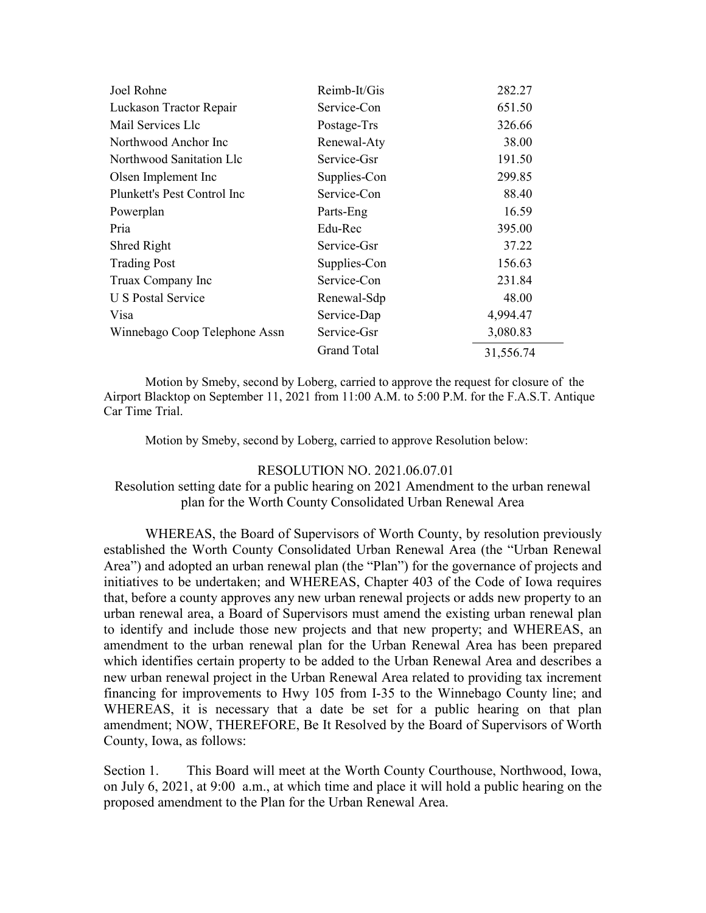| | | |
|---|---|---|
| Joel Rohne | Reimb-It/Gis | 282.27 |
| Luckason Tractor Repair | Service-Con | 651.50 |
| Mail Services Llc | Postage-Trs | 326.66 |
| Northwood Anchor Inc | Renewal-Aty | 38.00 |
| Northwood Sanitation Llc | Service-Gsr | 191.50 |
| Olsen Implement Inc | Supplies-Con | 299.85 |
| Plunkett's Pest Control Inc | Service-Con | 88.40 |
| Powerplan | Parts-Eng | 16.59 |
| Pria | Edu-Rec | 395.00 |
| Shred Right | Service-Gsr | 37.22 |
| Trading Post | Supplies-Con | 156.63 |
| Truax Company Inc | Service-Con | 231.84 |
| U S Postal Service | Renewal-Sdp | 48.00 |
| Visa | Service-Dap | 4,994.47 |
| Winnebago Coop Telephone Assn | Service-Gsr | 3,080.83 |
| | Grand Total | 31,556.74 |

Motion by Smeby, second by Loberg, carried to approve the request for closure of the Airport Blacktop on September 11, 2021 from 11:00 A.M. to 5:00 P.M. for the F.A.S.T. Antique Car Time Trial.

Motion by Smeby, second by Loberg, carried to approve Resolution below:

RESOLUTION NO. 2021.06.07.01

Resolution setting date for a public hearing on 2021 Amendment to the urban renewal plan for the Worth County Consolidated Urban Renewal Area

WHEREAS, the Board of Supervisors of Worth County, by resolution previously established the Worth County Consolidated Urban Renewal Area (the "Urban Renewal Area") and adopted an urban renewal plan (the "Plan") for the governance of projects and initiatives to be undertaken; and WHEREAS, Chapter 403 of the Code of Iowa requires that, before a county approves any new urban renewal projects or adds new property to an urban renewal area, a Board of Supervisors must amend the existing urban renewal plan to identify and include those new projects and that new property; and WHEREAS, an amendment to the urban renewal plan for the Urban Renewal Area has been prepared which identifies certain property to be added to the Urban Renewal Area and describes a new urban renewal project in the Urban Renewal Area related to providing tax increment financing for improvements to Hwy 105 from I-35 to the Winnebago County line; and WHEREAS, it is necessary that a date be set for a public hearing on that plan amendment; NOW, THEREFORE, Be It Resolved by the Board of Supervisors of Worth County, Iowa, as follows:

Section 1. This Board will meet at the Worth County Courthouse, Northwood, Iowa, on July 6, 2021, at 9:00 a.m., at which time and place it will hold a public hearing on the proposed amendment to the Plan for the Urban Renewal Area.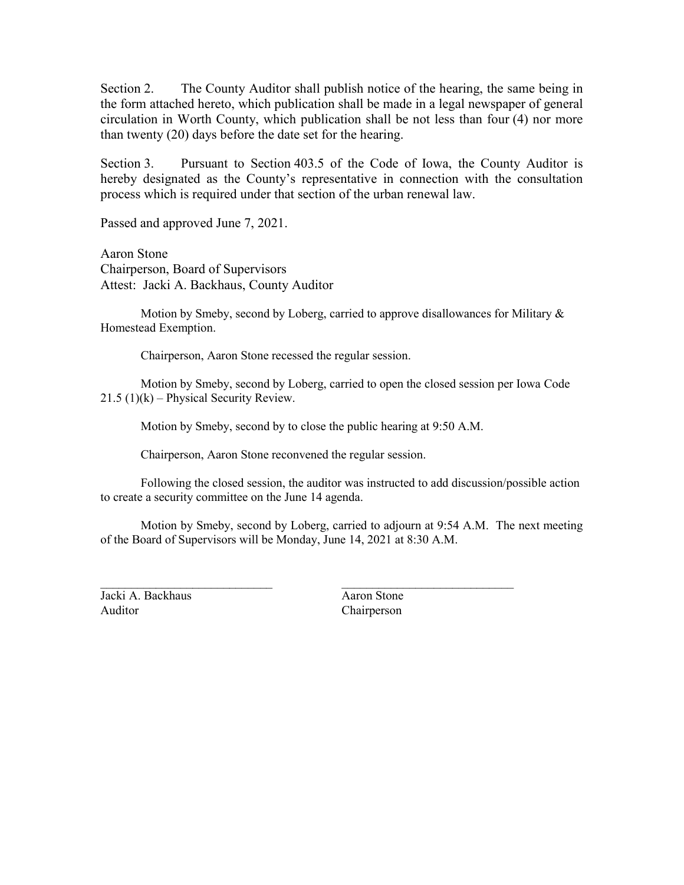Section 2. The County Auditor shall publish notice of the hearing, the same being in the form attached hereto, which publication shall be made in a legal newspaper of general circulation in Worth County, which publication shall be not less than four (4) nor more than twenty (20) days before the date set for the hearing.

Section 3. Pursuant to Section 403.5 of the Code of Iowa, the County Auditor is hereby designated as the County's representative in connection with the consultation process which is required under that section of the urban renewal law.

Passed and approved June 7, 2021.

Aaron Stone
Chairperson, Board of Supervisors
Attest: Jacki A. Backhaus, County Auditor

Motion by Smeby, second by Loberg, carried to approve disallowances for Military & Homestead Exemption.

Chairperson, Aaron Stone recessed the regular session.

Motion by Smeby, second by Loberg, carried to open the closed session per Iowa Code 21.5 (1)(k) – Physical Security Review.

Motion by Smeby, second by to close the public hearing at 9:50 A.M.

Chairperson, Aaron Stone reconvened the regular session.

Following the closed session, the auditor was instructed to add discussion/possible action to create a security committee on the June 14 agenda.

Motion by Smeby, second by Loberg, carried to adjourn at 9:54 A.M. The next meeting of the Board of Supervisors will be Monday, June 14, 2021 at 8:30 A.M.

| | |
|---|---|
| _____________________________ | _____________________________ |
| Jacki A. Backhaus | Aaron Stone |
| Auditor | Chairperson |